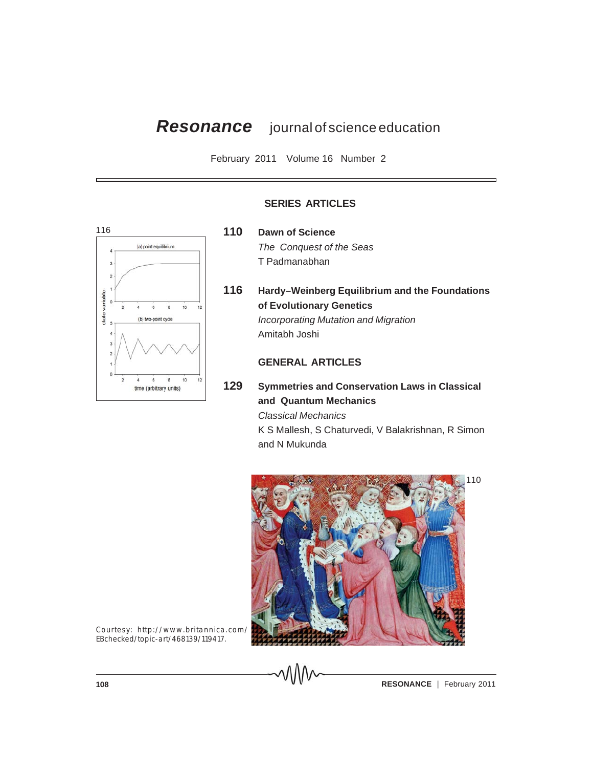# *Resonance* journal of science education

February 2011 Volume 16 Number 2

## SERIES ARTICLES

116

**110** **Dawn of Science**
*The Conquest of the Seas*
T Padmanabhan

**116** **Hardy–Weinberg Equilibrium and the Foundations of Evolutionary Genetics**
*Incorporating Mutation and Migration*
Amitabh Joshi

## GENERAL ARTICLES

**129** **Symmetries and Conservation Laws in Classical and Quantum Mechanics**
*Classical Mechanics*
K S Mallesh, S Chaturvedi, V Balakrishnan, R Simon and N Mukunda

110

Courtesy: http://www.britannica.com/EBchecked/topic-art/468139/119417.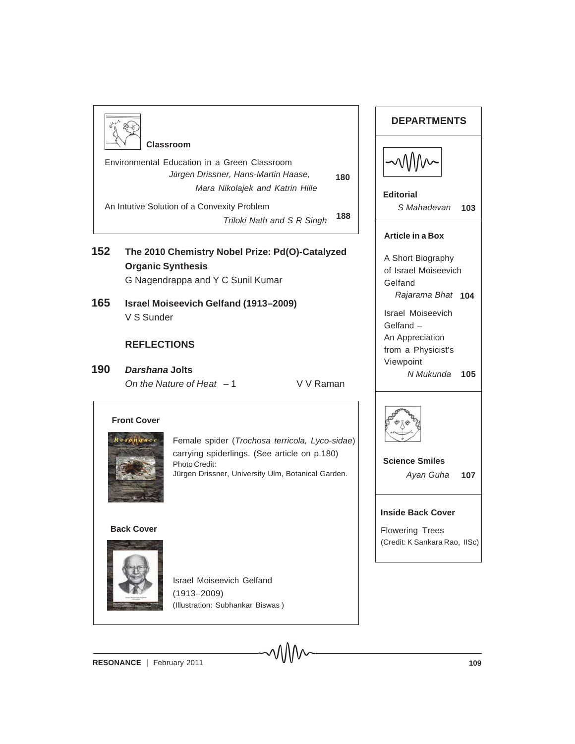### Classroom

Environmental Education in a Green Classroom
*Jürgen Drissner, Hans-Martin Haase, Mara Nikolajek and Katrin Hille* **180**

An Intutive Solution of a Convexity Problem
*Triloki Nath and S R Singh* **188**

**152** **The 2010 Chemistry Nobel Prize: Pd(O)-Catalyzed Organic Synthesis**
G Nagendrappa and Y C Sunil Kumar

**165** **Israel Moiseevich Gelfand (1913–2009)**
V S Sunder

### REFLECTIONS

**190** ***Darshana* Jolts**
*On the Nature of Heat* – 1 V V Raman

**Front Cover**

Female spider (*Trochosa terricola, Lyco-sidae*) carrying spiderlings. (See article on p.180)
Photo Credit:
Jürgen Drissner, University Ulm, Botanical Garden.

**Back Cover**

Israel Moiseevich Gelfand (1913–2009)
(Illustration: Subhankar Biswas )

## DEPARTMENTS

**Editorial**
*S Mahadevan* **103**

**Article in a Box**

A Short Biography of Israel Moiseevich Gelfand
*Rajarama Bhat* **104**

Israel Moiseevich Gelfand – An Appreciation from a Physicist's Viewpoint
*N Mukunda* **105**

**Science Smiles**
*Ayan Guha* **107**

**Inside Back Cover**

Flowering Trees
(Credit: K Sankara Rao, IISc)